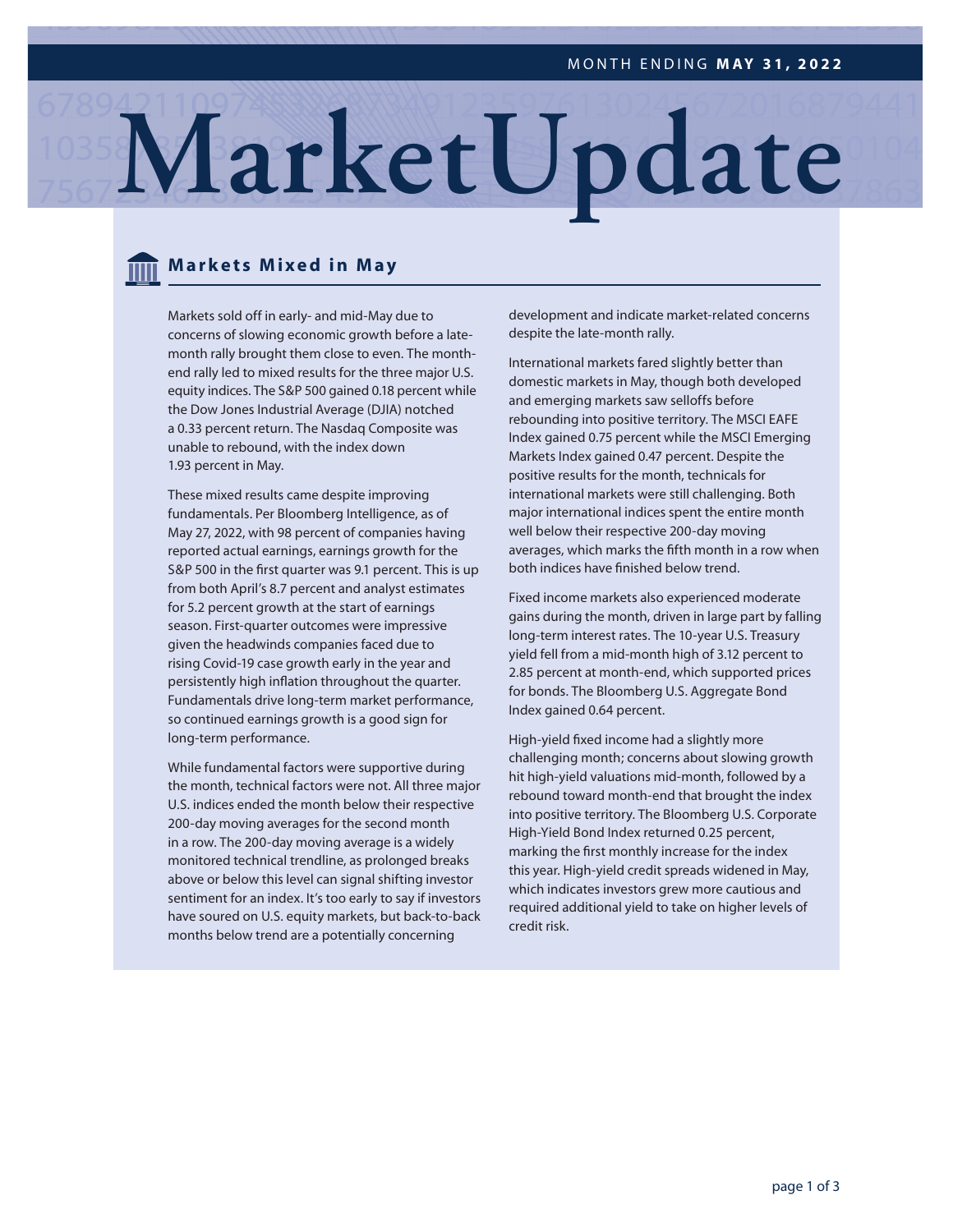MONTH ENDING **MAY 31, 2022**

# MarketUpdate

## Markets Mixed in May

Markets sold off in early- and mid-May due to concerns of slowing economic growth before a late-month rally brought them close to even. The month-end rally led to mixed results for the three major U.S. equity indices. The S&P 500 gained 0.18 percent while the Dow Jones Industrial Average (DJIA) notched a 0.33 percent return. The Nasdaq Composite was unable to rebound, with the index down 1.93 percent in May.

These mixed results came despite improving fundamentals. Per Bloomberg Intelligence, as of May 27, 2022, with 98 percent of companies having reported actual earnings, earnings growth for the S&P 500 in the first quarter was 9.1 percent. This is up from both April's 8.7 percent and analyst estimates for 5.2 percent growth at the start of earnings season. First-quarter outcomes were impressive given the headwinds companies faced due to rising Covid-19 case growth early in the year and persistently high inflation throughout the quarter. Fundamentals drive long-term market performance, so continued earnings growth is a good sign for long-term performance.

While fundamental factors were supportive during the month, technical factors were not. All three major U.S. indices ended the month below their respective 200-day moving averages for the second month in a row. The 200-day moving average is a widely monitored technical trendline, as prolonged breaks above or below this level can signal shifting investor sentiment for an index. It's too early to say if investors have soured on U.S. equity markets, but back-to-back months below trend are a potentially concerning development and indicate market-related concerns despite the late-month rally.

International markets fared slightly better than domestic markets in May, though both developed and emerging markets saw selloffs before rebounding into positive territory. The MSCI EAFE Index gained 0.75 percent while the MSCI Emerging Markets Index gained 0.47 percent. Despite the positive results for the month, technicals for international markets were still challenging. Both major international indices spent the entire month well below their respective 200-day moving averages, which marks the fifth month in a row when both indices have finished below trend.

Fixed income markets also experienced moderate gains during the month, driven in large part by falling long-term interest rates. The 10-year U.S. Treasury yield fell from a mid-month high of 3.12 percent to 2.85 percent at month-end, which supported prices for bonds. The Bloomberg U.S. Aggregate Bond Index gained 0.64 percent.

High-yield fixed income had a slightly more challenging month; concerns about slowing growth hit high-yield valuations mid-month, followed by a rebound toward month-end that brought the index into positive territory. The Bloomberg U.S. Corporate High-Yield Bond Index returned 0.25 percent, marking the first monthly increase for the index this year. High-yield credit spreads widened in May, which indicates investors grew more cautious and required additional yield to take on higher levels of credit risk.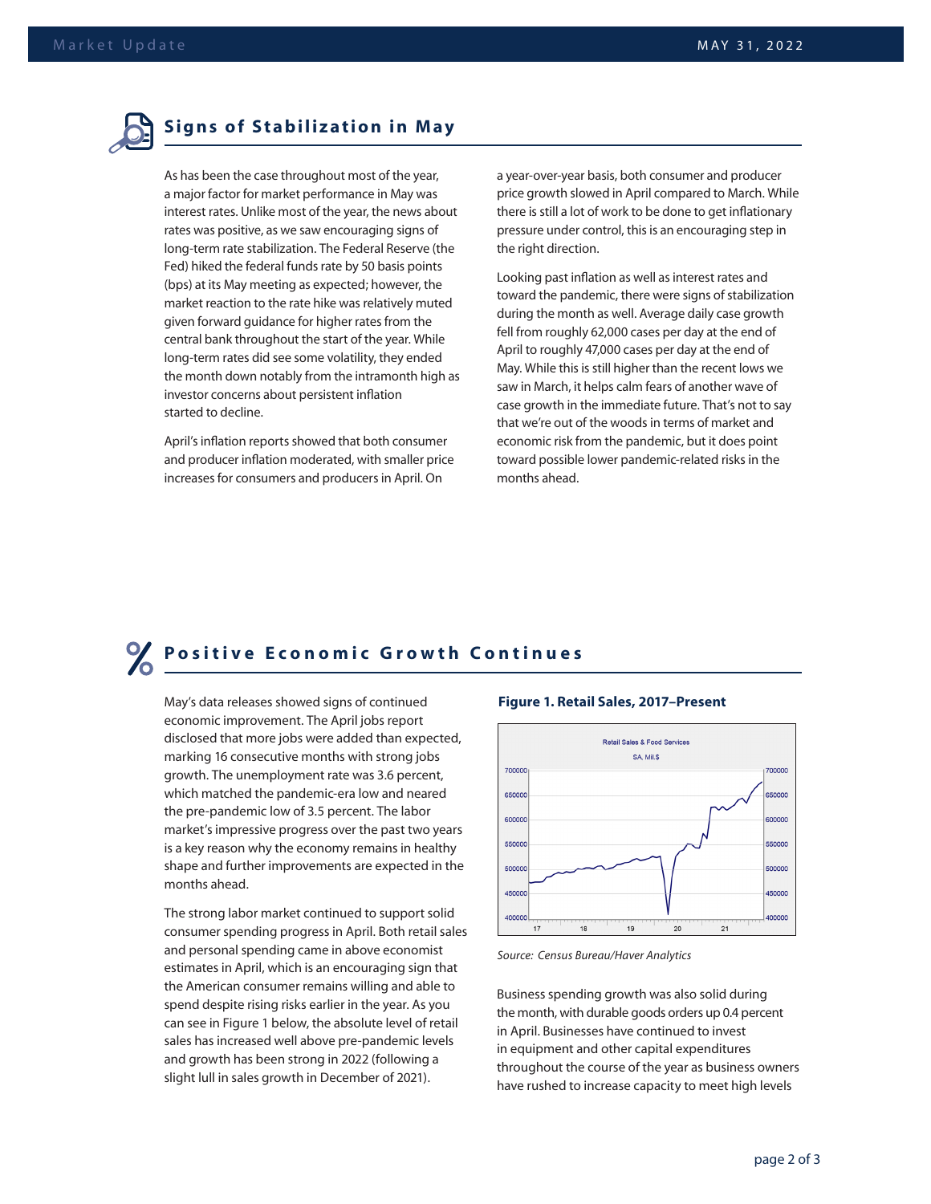## Signs of Stabilization in May

As has been the case throughout most of the year, a major factor for market performance in May was interest rates. Unlike most of the year, the news about rates was positive, as we saw encouraging signs of long-term rate stabilization. The Federal Reserve (the Fed) hiked the federal funds rate by 50 basis points (bps) at its May meeting as expected; however, the market reaction to the rate hike was relatively muted given forward guidance for higher rates from the central bank throughout the start of the year. While long-term rates did see some volatility, they ended the month down notably from the intramonth high as investor concerns about persistent inflation started to decline.

April's inflation reports showed that both consumer and producer inflation moderated, with smaller price increases for consumers and producers in April. On a year-over-year basis, both consumer and producer price growth slowed in April compared to March. While there is still a lot of work to be done to get inflationary pressure under control, this is an encouraging step in the right direction.

Looking past inflation as well as interest rates and toward the pandemic, there were signs of stabilization during the month as well. Average daily case growth fell from roughly 62,000 cases per day at the end of April to roughly 47,000 cases per day at the end of May. While this is still higher than the recent lows we saw in March, it helps calm fears of another wave of case growth in the immediate future. That's not to say that we're out of the woods in terms of market and economic risk from the pandemic, but it does point toward possible lower pandemic-related risks in the months ahead.

## Positive Economic Growth Continues

May's data releases showed signs of continued economic improvement. The April jobs report disclosed that more jobs were added than expected, marking 16 consecutive months with strong jobs growth. The unemployment rate was 3.6 percent, which matched the pandemic-era low and neared the pre-pandemic low of 3.5 percent. The labor market's impressive progress over the past two years is a key reason why the economy remains in healthy shape and further improvements are expected in the months ahead.

The strong labor market continued to support solid consumer spending progress in April. Both retail sales and personal spending came in above economist estimates in April, which is an encouraging sign that the American consumer remains willing and able to spend despite rising risks earlier in the year. As you can see in Figure 1 below, the absolute level of retail sales has increased well above pre-pandemic levels and growth has been strong in 2022 (following a slight lull in sales growth in December of 2021).

**Figure 1. Retail Sales, 2017–Present**

*Source: Census Bureau/Haver Analytics*

Business spending growth was also solid during the month, with durable goods orders up 0.4 percent in April. Businesses have continued to invest in equipment and other capital expenditures throughout the course of the year as business owners have rushed to increase capacity to meet high levels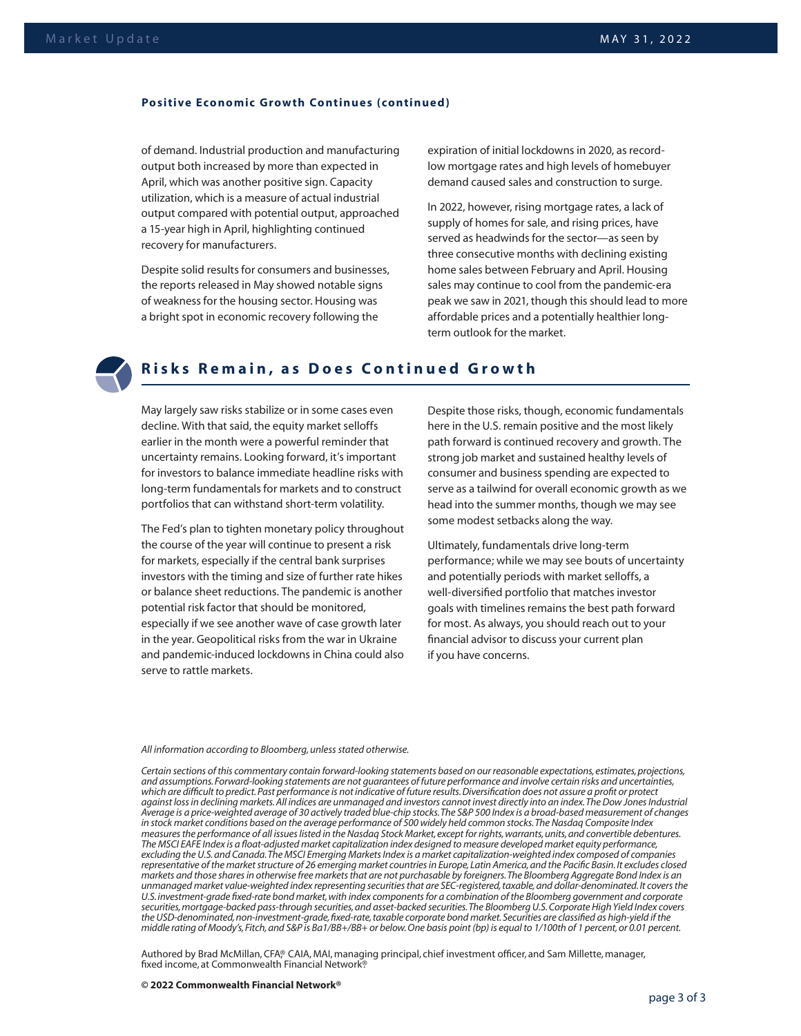### Positive Economic Growth Continues (continued)

of demand. Industrial production and manufacturing output both increased by more than expected in April, which was another positive sign. Capacity utilization, which is a measure of actual industrial output compared with potential output, approached a 15-year high in April, highlighting continued recovery for manufacturers.

Despite solid results for consumers and businesses, the reports released in May showed notable signs of weakness for the housing sector. Housing was a bright spot in economic recovery following the expiration of initial lockdowns in 2020, as record-low mortgage rates and high levels of homebuyer demand caused sales and construction to surge.

In 2022, however, rising mortgage rates, a lack of supply of homes for sale, and rising prices, have served as headwinds for the sector—as seen by three consecutive months with declining existing home sales between February and April. Housing sales may continue to cool from the pandemic-era peak we saw in 2021, though this should lead to more affordable prices and a potentially healthier long-term outlook for the market.

## Risks Remain, as Does Continued Growth

May largely saw risks stabilize or in some cases even decline. With that said, the equity market selloffs earlier in the month were a powerful reminder that uncertainty remains. Looking forward, it's important for investors to balance immediate headline risks with long-term fundamentals for markets and to construct portfolios that can withstand short-term volatility.

The Fed's plan to tighten monetary policy throughout the course of the year will continue to present a risk for markets, especially if the central bank surprises investors with the timing and size of further rate hikes or balance sheet reductions. The pandemic is another potential risk factor that should be monitored, especially if we see another wave of case growth later in the year. Geopolitical risks from the war in Ukraine and pandemic-induced lockdowns in China could also serve to rattle markets.

Despite those risks, though, economic fundamentals here in the U.S. remain positive and the most likely path forward is continued recovery and growth. The strong job market and sustained healthy levels of consumer and business spending are expected to serve as a tailwind for overall economic growth as we head into the summer months, though we may see some modest setbacks along the way.

Ultimately, fundamentals drive long-term performance; while we may see bouts of uncertainty and potentially periods with market selloffs, a well-diversified portfolio that matches investor goals with timelines remains the best path forward for most. As always, you should reach out to your financial advisor to discuss your current plan if you have concerns.

*All information according to Bloomberg, unless stated otherwise.*

*Certain sections of this commentary contain forward-looking statements based on our reasonable expectations, estimates, projections, and assumptions. Forward-looking statements are not guarantees of future performance and involve certain risks and uncertainties, which are difficult to predict. Past performance is not indicative of future results. Diversification does not assure a profit or protect against loss in declining markets. All indices are unmanaged and investors cannot invest directly into an index. The Dow Jones Industrial Average is a price-weighted average of 30 actively traded blue-chip stocks. The S&P 500 Index is a broad-based measurement of changes in stock market conditions based on the average performance of 500 widely held common stocks. The Nasdaq Composite Index measures the performance of all issues listed in the Nasdaq Stock Market, except for rights, warrants, units, and convertible debentures. The MSCI EAFE Index is a float-adjusted market capitalization index designed to measure developed market equity performance, excluding the U.S. and Canada. The MSCI Emerging Markets Index is a market capitalization-weighted index composed of companies representative of the market structure of 26 emerging market countries in Europe, Latin America, and the Pacific Basin. It excludes closed markets and those shares in otherwise free markets that are not purchasable by foreigners. The Bloomberg Aggregate Bond Index is an unmanaged market value-weighted index representing securities that are SEC-registered, taxable, and dollar-denominated. It covers the U.S. investment-grade fixed-rate bond market, with index components for a combination of the Bloomberg government and corporate securities, mortgage-backed pass-through securities, and asset-backed securities. The Bloomberg U.S. Corporate High Yield Index covers the USD-denominated, non-investment-grade, fixed-rate, taxable corporate bond market. Securities are classified as high-yield if the middle rating of Moody's, Fitch, and S&P is Ba1/BB+/BB+ or below. One basis point (bp) is equal to 1/100th of 1 percent, or 0.01 percent.*

Authored by Brad McMillan, CFA®, CAIA, MAI, managing principal, chief investment officer, and Sam Millette, manager, fixed income, at Commonwealth Financial Network®.

**© 2022 Commonwealth Financial Network®**